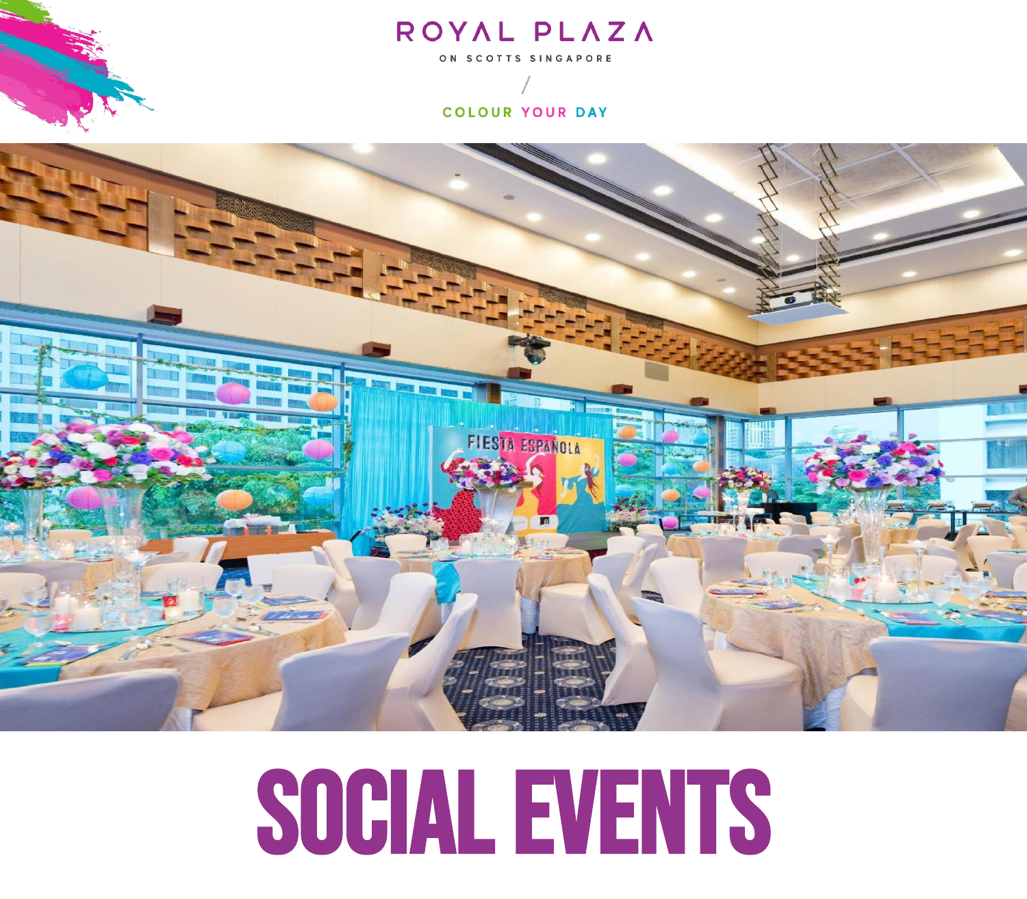ROYAL PLAZA

ON SCOTTS SINGAPORE

/

COLOUR YOUR DAY

# SOCIAL EVENTS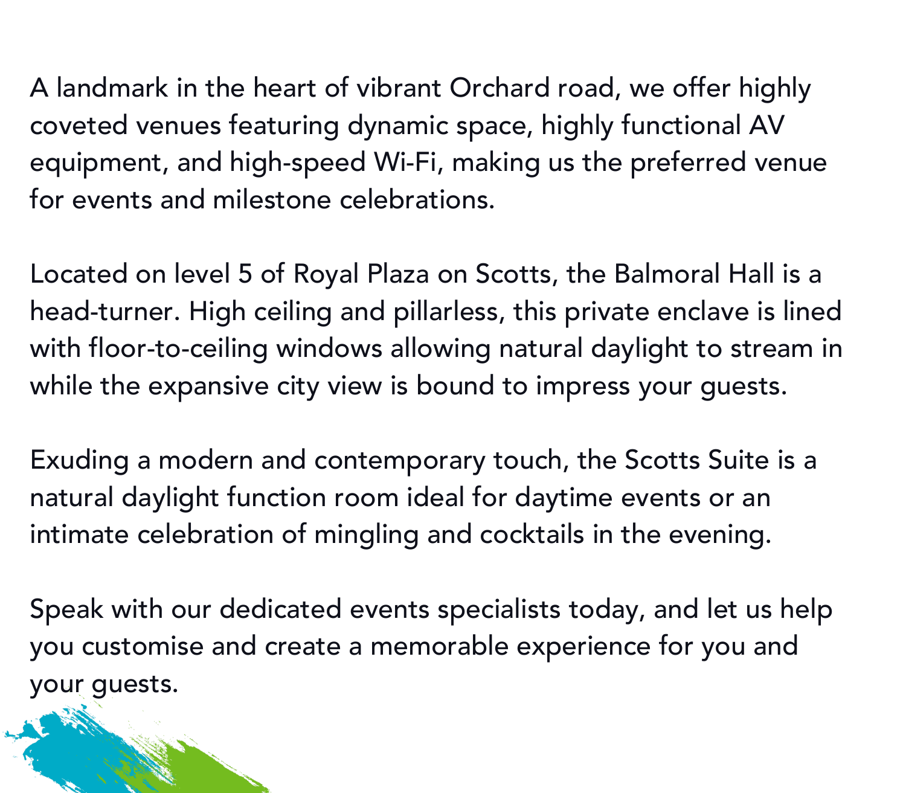A landmark in the heart of vibrant Orchard road, we offer highly coveted venues featuring dynamic space, highly functional AV equipment, and high-speed Wi-Fi, making us the preferred venue for events and milestone celebrations.

Located on level 5 of Royal Plaza on Scotts, the Balmoral Hall is a head-turner. High ceiling and pillarless, this private enclave is lined with floor-to-ceiling windows allowing natural daylight to stream in while the expansive city view is bound to impress your guests.

Exuding a modern and contemporary touch, the Scotts Suite is a natural daylight function room ideal for daytime events or an intimate celebration of mingling and cocktails in the evening.

Speak with our dedicated events specialists today, and let us help you customise and create a memorable experience for you and your guests.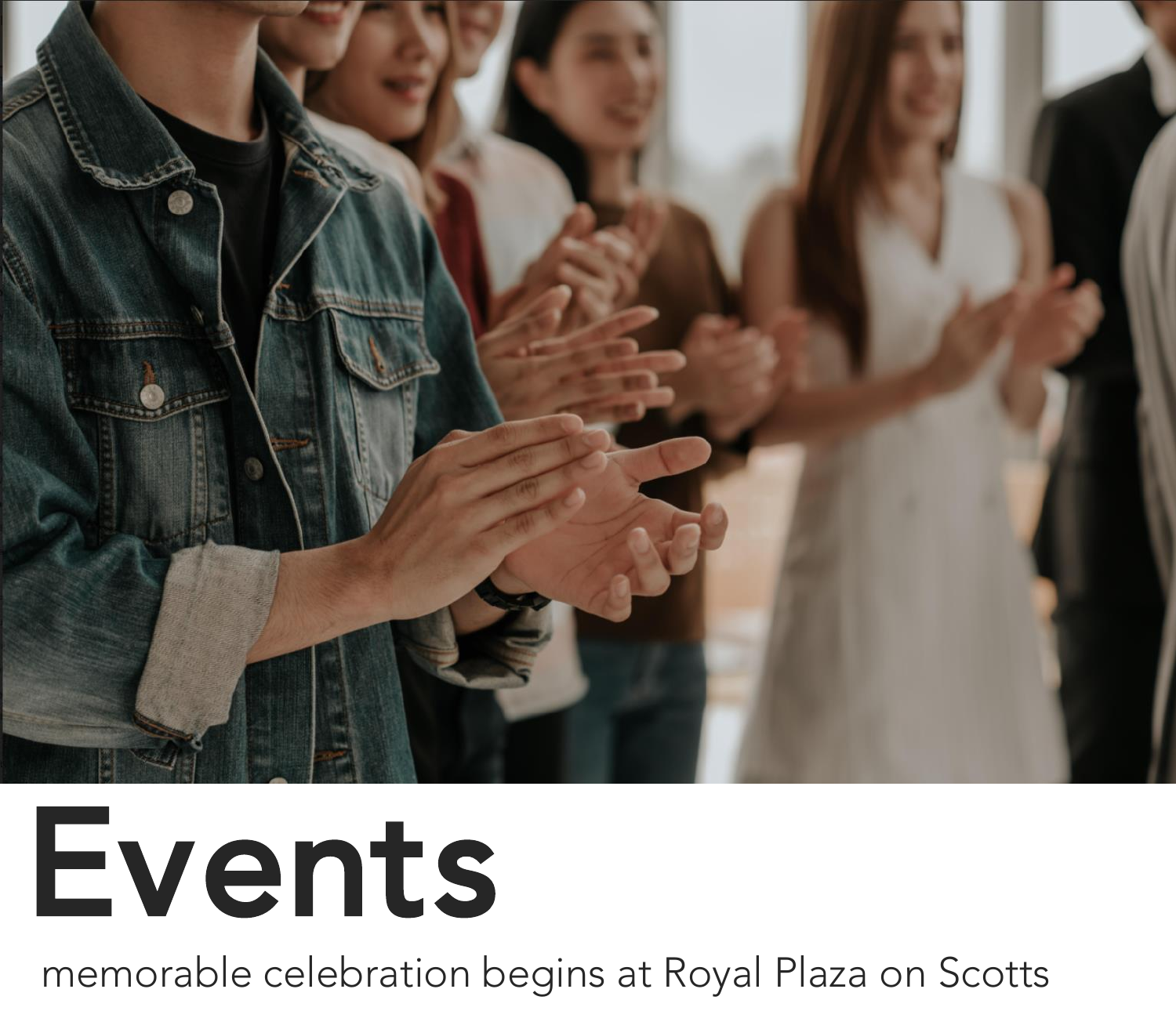# Events

memorable celebration begins at Royal Plaza on Scotts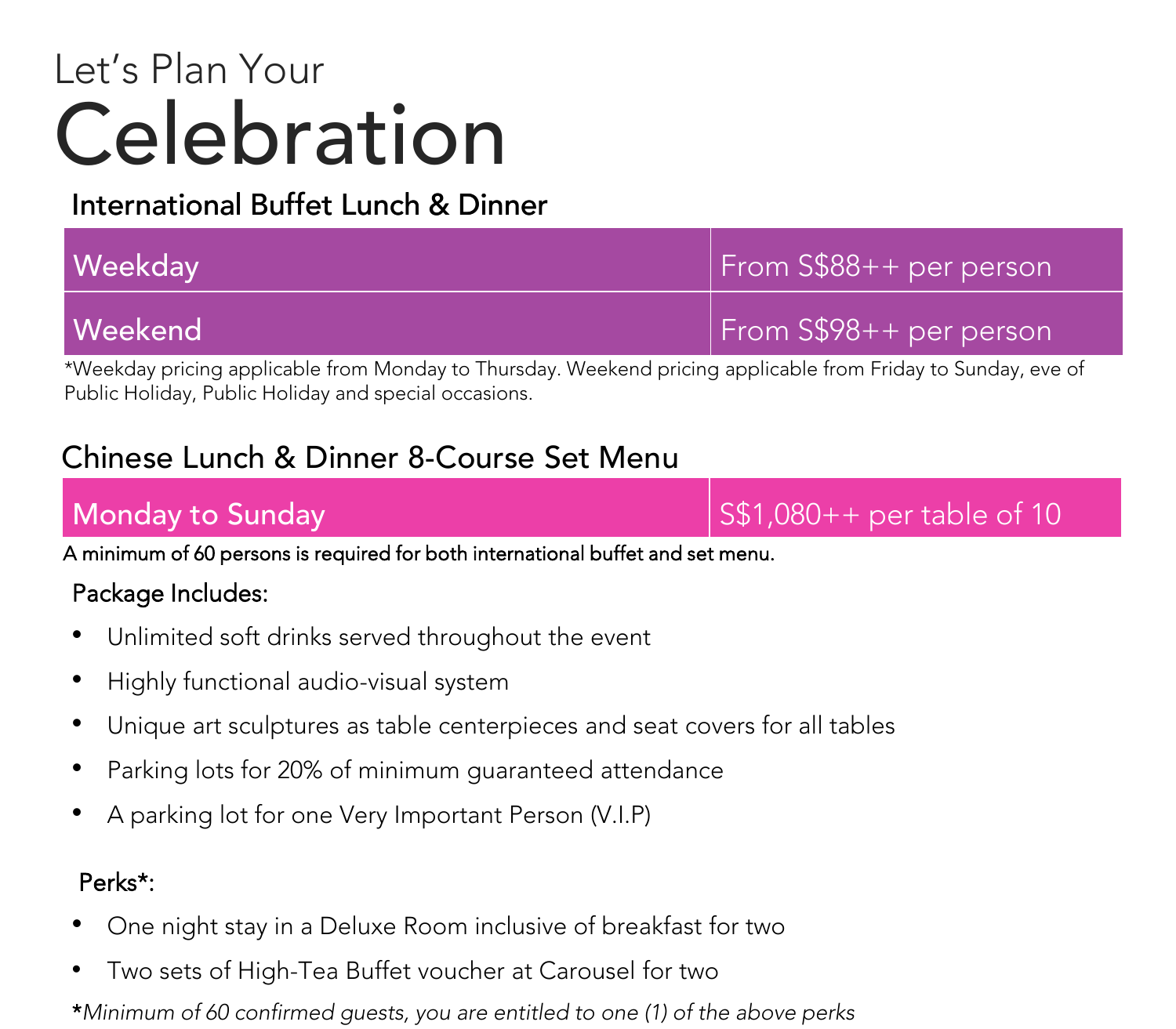Let's Plan Your

# Celebration

## International Buffet Lunch & Dinner

| Weekday | From S$88++ per person |
| --- | --- |
| Weekend | From S$98++ per person |

*Weekday pricing applicable from Monday to Thursday. Weekend pricing applicable from Friday to Sunday, eve of Public Holiday, Public Holiday and special occasions.

## Chinese Lunch & Dinner 8-Course Set Menu

| Monday to Sunday | S$1,080++ per table of 10 |
| --- | --- |

A minimum of 60 persons is required for both international buffet and set menu.

Package Includes:

- Unlimited soft drinks served throughout the event
- Highly functional audio-visual system
- Unique art sculptures as table centerpieces and seat covers for all tables
- Parking lots for 20% of minimum guaranteed attendance
- A parking lot for one Very Important Person (V.I.P)

Perks*:

- One night stay in a Deluxe Room inclusive of breakfast for two
- Two sets of High-Tea Buffet voucher at Carousel for two

**\***_Minimum of 60 confirmed guests, you are entitled to one (1) of the above perks_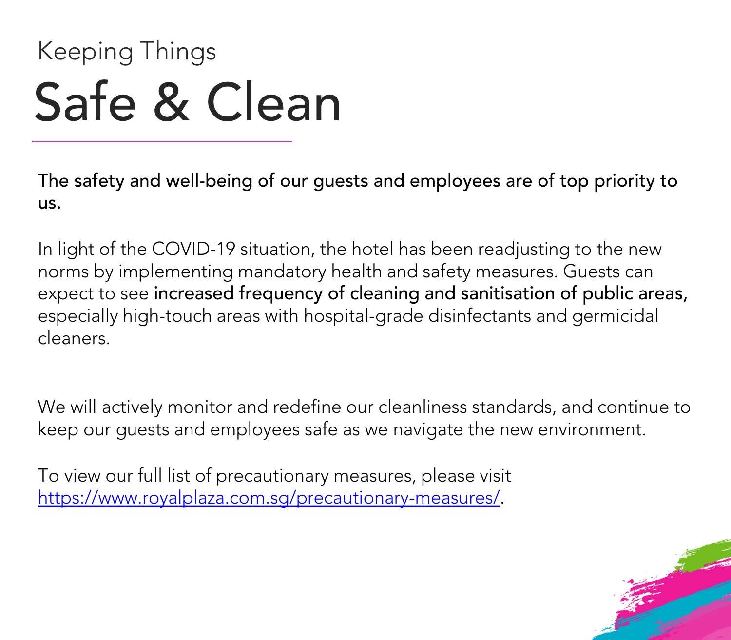Keeping Things

# Safe & Clean

**The safety and well-being of our guests and employees are of top priority to us.**

In light of the COVID-19 situation, the hotel has been readjusting to the new norms by implementing mandatory health and safety measures. Guests can expect to see **increased frequency of cleaning and sanitisation of public areas,** especially high-touch areas with hospital-grade disinfectants and germicidal cleaners.

We will actively monitor and redefine our cleanliness standards, and continue to keep our guests and employees safe as we navigate the new environment.

To view our full list of precautionary measures, please visit [https://www.royalplaza.com.sg/precautionary-measures/](https://www.royalplaza.com.sg/precautionary-measures/).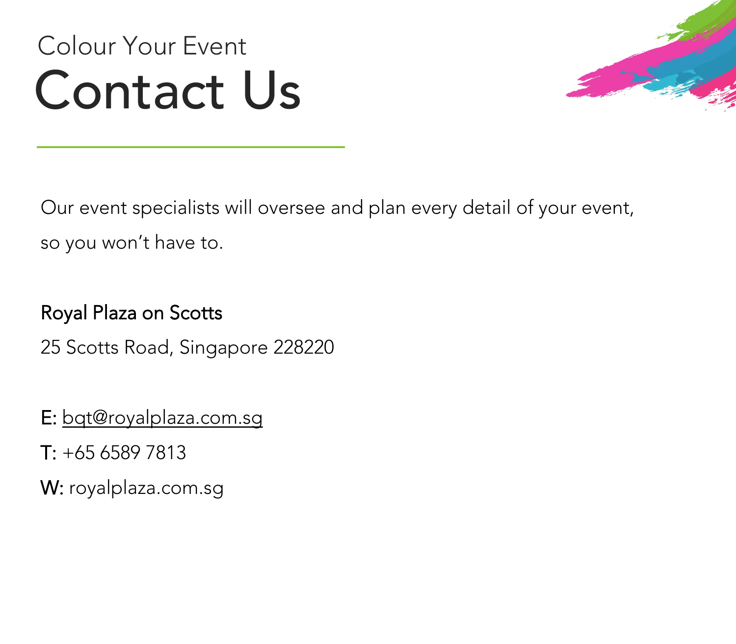Colour Your Event

# Contact Us

Our event specialists will oversee and plan every detail of your event, so you won't have to.

Royal Plaza on Scotts

25 Scotts Road, Singapore 228220

E: bqt@royalplaza.com.sg

T: +65 6589 7813

W: royalplaza.com.sg